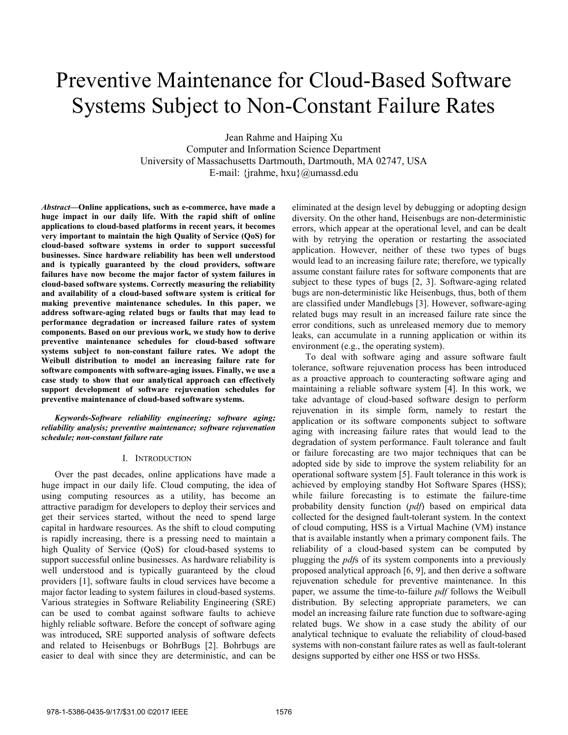# Preventive Maintenance for Cloud-Based Software Systems Subject to Non-Constant Failure Rates

Jean Rahme and Haiping Xu
Computer and Information Science Department
University of Massachusetts Dartmouth, Dartmouth, MA 02747, USA
E-mail: {jrahme, hxu}@umassd.edu

***Abstract*—Online applications, such as e-commerce, have made a huge impact in our daily life. With the rapid shift of online applications to cloud-based platforms in recent years, it becomes very important to maintain the high Quality of Service (QoS) for cloud-based software systems in order to support successful businesses. Since hardware reliability has been well understood and is typically guaranteed by the cloud providers, software failures have now become the major factor of system failures in cloud-based software systems. Correctly measuring the reliability and availability of a cloud-based software system is critical for making preventive maintenance schedules. In this paper, we address software-aging related bugs or faults that may lead to performance degradation or increased failure rates of system components. Based on our previous work, we study how to derive preventive maintenance schedules for cloud-based software systems subject to non-constant failure rates. We adopt the Weibull distribution to model an increasing failure rate for software components with software-aging issues. Finally, we use a case study to show that our analytical approach can effectively support development of software rejuvenation schedules for preventive maintenance of cloud-based software systems.**

***Keywords-Software reliability engineering; software aging; reliability analysis; preventive maintenance; software rejuvenation schedule; non-constant failure rate***

## I. Introduction

Over the past decades, online applications have made a huge impact in our daily life. Cloud computing, the idea of using computing resources as a utility, has become an attractive paradigm for developers to deploy their services and get their services started, without the need to spend large capital in hardware resources. As the shift to cloud computing is rapidly increasing, there is a pressing need to maintain a high Quality of Service (QoS) for cloud-based systems to support successful online businesses. As hardware reliability is well understood and is typically guaranteed by the cloud providers [1], software faults in cloud services have become a major factor leading to system failures in cloud-based systems. Various strategies in Software Reliability Engineering (SRE) can be used to combat against software faults to achieve highly reliable software. Before the concept of software aging was introduced, SRE supported analysis of software defects and related to Heisenbugs or BohrBugs [2]. Bohrbugs are easier to deal with since they are deterministic, and can be eliminated at the design level by debugging or adopting design diversity. On the other hand, Heisenbugs are non-deterministic errors, which appear at the operational level, and can be dealt with by retrying the operation or restarting the associated application. However, neither of these two types of bugs would lead to an increasing failure rate; therefore, we typically assume constant failure rates for software components that are subject to these types of bugs [2, 3]. Software-aging related bugs are non-deterministic like Heisenbugs, thus, both of them are classified under Mandlebugs [3]. However, software-aging related bugs may result in an increased failure rate since the error conditions, such as unreleased memory due to memory leaks, can accumulate in a running application or within its environment (e.g., the operating system).

To deal with software aging and assure software fault tolerance, software rejuvenation process has been introduced as a proactive approach to counteracting software aging and maintaining a reliable software system [4]. In this work, we take advantage of cloud-based software design to perform rejuvenation in its simple form, namely to restart the application or its software components subject to software aging with increasing failure rates that would lead to the degradation of software performance. Fault tolerance and fault or failure forecasting are two major techniques that can be adopted side by side to improve the system reliability for an operational software system [5]. Fault tolerance in this work is achieved by employing standby Hot Software Spares (HSS); while failure forecasting is to estimate the failure-time probability density function (*pdf*) based on empirical data collected for the designed fault-tolerant system. In the context of cloud computing, HSS is a Virtual Machine (VM) instance that is available instantly when a primary component fails. The reliability of a cloud-based system can be computed by plugging the *pdf*s of its system components into a previously proposed analytical approach [6, 9], and then derive a software rejuvenation schedule for preventive maintenance. In this paper, we assume the time-to-failure *pdf* follows the Weibull distribution. By selecting appropriate parameters, we can model an increasing failure rate function due to software-aging related bugs. We show in a case study the ability of our analytical technique to evaluate the reliability of cloud-based systems with non-constant failure rates as well as fault-tolerant designs supported by either one HSS or two HSSs.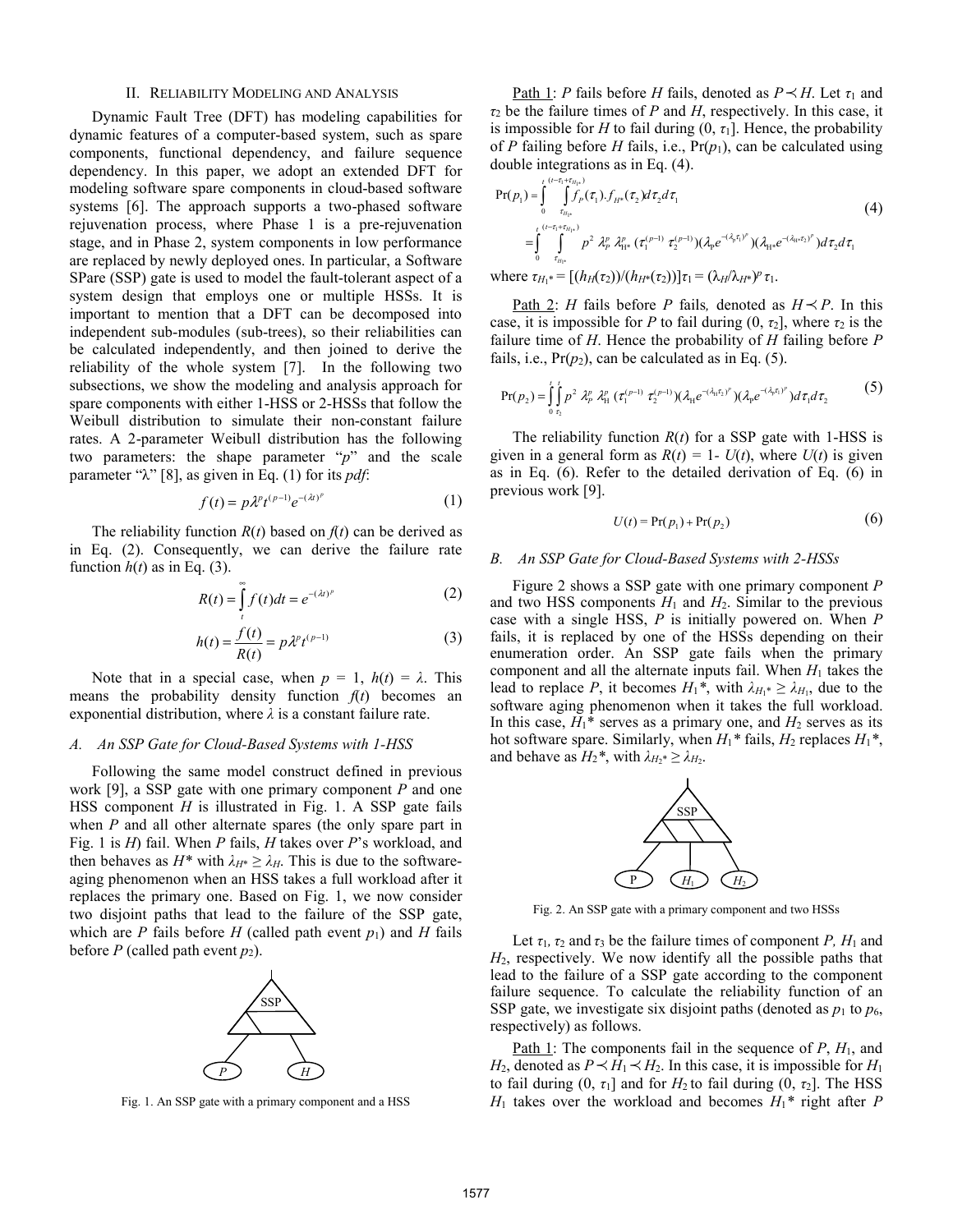## II. Reliability Modeling and Analysis

Dynamic Fault Tree (DFT) has modeling capabilities for dynamic features of a computer-based system, such as spare components, functional dependency, and failure sequence dependency. In this paper, we adopt an extended DFT for modeling software spare components in cloud-based software systems [6]. The approach supports a two-phased software rejuvenation process, where Phase 1 is a pre-rejuvenation stage, and in Phase 2, system components in low performance are replaced by newly deployed ones. In particular, a Software SPare (SSP) gate is used to model the fault-tolerant aspect of a system design that employs one or multiple HSSs. It is important to mention that a DFT can be decomposed into independent sub-modules (sub-trees), so their reliabilities can be calculated independently, and then joined to derive the reliability of the whole system [7]. In the following two subsections, we show the modeling and analysis approach for spare components with either 1-HSS or 2-HSSs that follow the Weibull distribution to simulate their non-constant failure rates. A 2-parameter Weibull distribution has the following two parameters: the shape parameter "$p$" and the scale parameter "$\lambda$" [8], as given in Eq. (1) for its *pdf*:

$$f(t) = p\lambda^p t^{(p-1)} e^{-(\lambda t)^p} \tag{1}$$

The reliability function $R(t)$ based on $f(t)$ can be derived as in Eq. (2). Consequently, we can derive the failure rate function $h(t)$ as in Eq. (3).

$$R(t) = \int_t^{\infty} f(t)dt = e^{-(\lambda t)^p} \tag{2}$$

$$h(t) = \frac{f(t)}{R(t)} = p\lambda^p t^{(p-1)} \tag{3}$$

Note that in a special case, when $p = 1$, $h(t) = \lambda$. This means the probability density function $f(t)$ becomes an exponential distribution, where $\lambda$ is a constant failure rate.

### A. An SSP Gate for Cloud-Based Systems with 1-HSS

Following the same model construct defined in previous work [9], a SSP gate with one primary component $P$ and one HSS component $H$ is illustrated in Fig. 1. A SSP gate fails when $P$ and all other alternate spares (the only spare part in Fig. 1 is $H$) fail. When $P$ fails, $H$ takes over $P$'s workload, and then behaves as $H^*$ with $\lambda_{H^*} \geq \lambda_H$. This is due to the software-aging phenomenon when an HSS takes a full workload after it replaces the primary one. Based on Fig. 1, we now consider two disjoint paths that lead to the failure of the SSP gate, which are $P$ fails before $H$ (called path event $p_1$) and $H$ fails before $P$ (called path event $p_2$).

Fig. 1. An SSP gate with a primary component and a HSS

Path 1: $P$ fails before $H$ fails, denoted as $P \prec H$. Let $\tau_1$ and $\tau_2$ be the failure times of $P$ and $H$, respectively. In this case, it is impossible for $H$ to fail during $(0, \tau_1]$. Hence, the probability of $P$ failing before $H$ fails, i.e., $\Pr(p_1)$, can be calculated using double integrations as in Eq. (4).

$$\begin{aligned}\Pr(p_1) &= \int_0^t \int_{\tau_{H_1*}}^{(t-\tau_1+\tau_{H_1*})} f_P(\tau_1).f_{H^*}(\tau_2)d\tau_2 d\tau_1 \\ &= \int_0^t \int_{\tau_{H_1*}}^{(t-\tau_1+\tau_{H_1*})} p^2\, \lambda_P^p\, \lambda_{H^*}^p\, (\tau_1^{(p-1)}\, \tau_2^{(p-1)})(\lambda_P e^{-(\lambda_P \tau_1)^p})(\lambda_{H^*} e^{-(\lambda_{H^*}\tau_2)^p}) d\tau_2 d\tau_1\end{aligned} \tag{4}$$

where $\tau_{H_1*} = [(h_H(\tau_2))/(h_{H^*}(\tau_2))]\tau_1 = (\lambda_H/\lambda_{H^*})^p\, \tau_1$.

Path 2: $H$ fails before $P$ fails, denoted as $H \prec P$. In this case, it is impossible for $P$ to fail during $(0, \tau_2]$, where $\tau_2$ is the failure time of $H$. Hence the probability of $H$ failing before $P$ fails, i.e., $\Pr(p_2)$, can be calculated as in Eq. (5).

$$\Pr(p_2) = \int_0^t \int_{\tau_2}^t p^2\, \lambda_P^p\, \lambda_H^p\, (\tau_1^{(p-1)}\, \tau_2^{(p-1)})(\lambda_H e^{-(\lambda_H \tau_2)^p})(\lambda_P e^{-(\lambda_P \tau_1)^p}) d\tau_1 d\tau_2 \tag{5}$$

The reliability function $R(t)$ for a SSP gate with 1-HSS is given in a general form as $R(t) = 1 - U(t)$, where $U(t)$ is given as in Eq. (6). Refer to the detailed derivation of Eq. (6) in previous work [9].

$$U(t) = \Pr(p_1) + \Pr(p_2) \tag{6}$$

### B. An SSP Gate for Cloud-Based Systems with 2-HSSs

Figure 2 shows a SSP gate with one primary component $P$ and two HSS components $H_1$ and $H_2$. Similar to the previous case with a single HSS, $P$ is initially powered on. When $P$ fails, it is replaced by one of the HSSs depending on their enumeration order. An SSP gate fails when the primary component and all the alternate inputs fail. When $H_1$ takes the lead to replace $P$, it becomes $H_1$*, with $\lambda_{H_1*} \geq \lambda_{H_1}$, due to the software aging phenomenon when it takes the full workload. In this case, $H_1$* serves as a primary one, and $H_2$ serves as its hot software spare. Similarly, when $H_1$* fails, $H_2$ replaces $H_1$*, and behave as $H_2$*, with $\lambda_{H_2*} \geq \lambda_{H_2}$.

Fig. 2. An SSP gate with a primary component and two HSSs

Let $\tau_1$, $\tau_2$ and $\tau_3$ be the failure times of component $P$, $H_1$ and $H_2$, respectively. We now identify all the possible paths that lead to the failure of a SSP gate according to the component failure sequence. To calculate the reliability function of an SSP gate, we investigate six disjoint paths (denoted as $p_1$ to $p_6$, respectively) as follows.

Path 1: The components fail in the sequence of $P$, $H_1$, and $H_2$, denoted as $P \prec H_1 \prec H_2$. In this case, it is impossible for $H_1$ to fail during $(0, \tau_1]$ and for $H_2$ to fail during $(0, \tau_2]$. The HSS $H_1$ takes over the workload and becomes $H_1$* right after $P$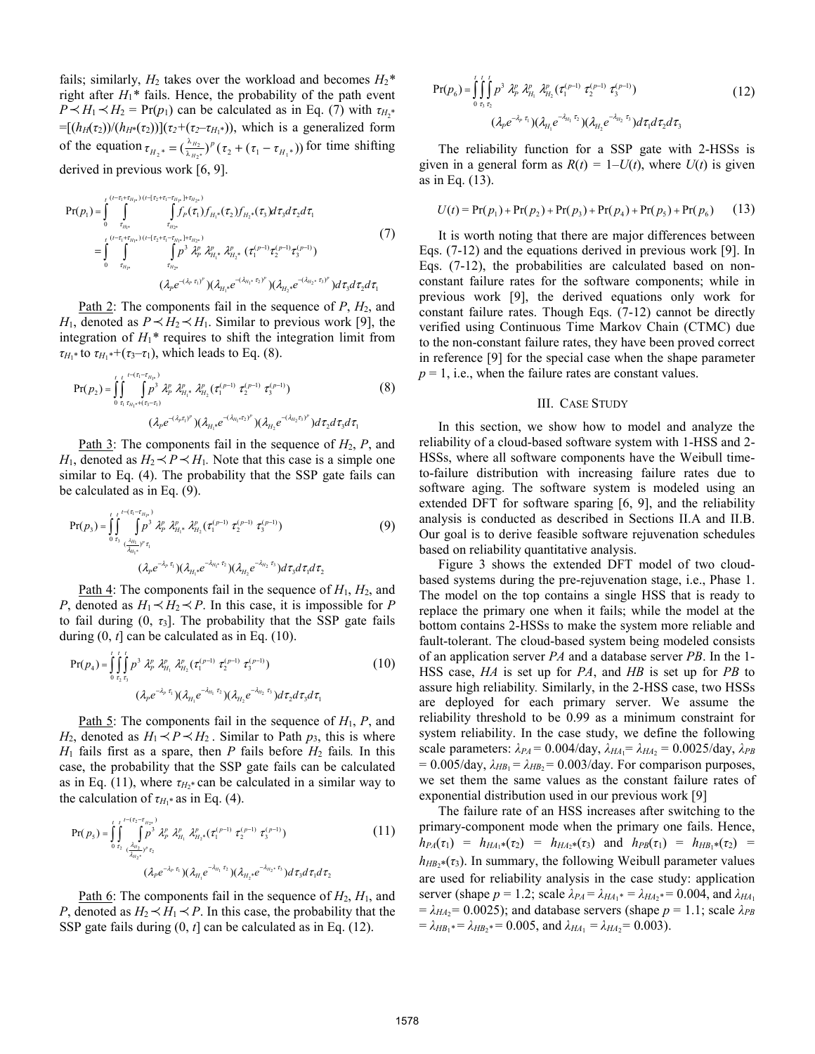fails; similarly, $H_2$ takes over the workload and becomes $H_2$* right after $H_1$* fails. Hence, the probability of the path event $P \prec H_1 \prec H_2 = \Pr(p_1)$ can be calculated as in Eq. (7) with $\tau_{H_2*} = [(h_H(\tau_2))/(h_{H*}(\tau_2))](\tau_2+(\tau_2-\tau_{H_1*}))$, which is a generalized form of the equation $\tau_{H_2*} = (\frac{\lambda_{H_2}}{\lambda_{H_2*}})^p(\tau_2 + (\tau_1 - \tau_{H_1*}))$ for time shifting derived in previous work [6, 9].

$$
\begin{aligned}
\Pr(p_1) &= \int_0^t \int_{\tau_{H_1*}}^{(t-\tau_1+\tau_{H_1*})} \int_{\tau_{H_2*}}^{(t-[\tau_2+\tau_1-\tau_{H_1*}]+\tau_{H_2*})} f_P(\tau_1) f_{H_1*}(\tau_2) f_{H_2*}(\tau_3) d\tau_3 d\tau_2 d\tau_1 \\
&= \int_0^t \int_{\tau_{H_1*}}^{(t-\tau_1+\tau_{H_1*})} \int_{\tau_{H_2*}}^{(t-[\tau_2+\tau_1-\tau_{H_1*}]+\tau_{H_2*})} p^3 \lambda_P^p \lambda_{H_1*}^p \lambda_{H_2*}^p (\tau_1^{(p-1)} \tau_2^{(p-1)} \tau_3^{(p-1)}) \\
&\quad (\lambda_P e^{-(\lambda_P \tau_1)^p})(\lambda_{H_1*} e^{-(\lambda_{H_1*}\tau_2)^p})(\lambda_{H_2*} e^{-(\lambda_{H_2*}\tau_3)^p}) d\tau_3 d\tau_2 d\tau_1
\end{aligned} \tag{7}
$$

Path 2: The components fail in the sequence of $P$, $H_2$, and $H_1$, denoted as $P \prec H_2 \prec H_1$. Similar to previous work [9], the integration of $H_1$* requires to shift the integration limit from $\tau_{H_1*}$ to $\tau_{H_1*}+(\tau_3-\tau_1)$, which leads to Eq. (8).

$$
\begin{aligned}
\Pr(p_2) = \int_0^t \int_{\tau_1}^t \int_{\tau_{H_1*}+(\tau_3-\tau_1)}^{t-(\tau_1-\tau_{H_1*})} & p^3 \lambda_P^p \lambda_{H_1*}^p \lambda_{H_2}^p (\tau_1^{(p-1)} \tau_2^{(p-1)} \tau_3^{(p-1)}) \\
& (\lambda_P e^{-(\lambda_P \tau_1)^p})(\lambda_{H_1*} e^{-(\lambda_{H_1*}\tau_2)^p})(\lambda_{H_2} e^{-(\lambda_{H_2}\tau_3)^p}) d\tau_2 d\tau_3 d\tau_1
\end{aligned} \tag{8}
$$

Path 3: The components fail in the sequence of $H_2$, $P$, and $H_1$, denoted as $H_2 \prec P \prec H_1$. Note that this case is a simple one similar to Eq. (4). The probability that the SSP gate fails can be calculated as in Eq. (9).

$$
\begin{aligned}
\Pr(p_3) = \int_0^t \int_{\tau_3}^t \int_{(\frac{\lambda_{H_1}}{\lambda_{H_1*}})^p \tau_1}^{t-(\tau_1-\tau_{H_1*})} & p^3 \lambda_P^p \lambda_{H_1*}^p \lambda_{H_2}^p (\tau_1^{(p-1)} \tau_2^{(p-1)} \tau_3^{(p-1)}) \\
& (\lambda_P e^{-\lambda_P \tau_1})(\lambda_{H_1*} e^{-\lambda_{H_1*}\tau_2})(\lambda_{H_2} e^{-\lambda_{H_2}\tau_3}) d\tau_3 d\tau_1 d\tau_2
\end{aligned} \tag{9}
$$

Path 4: The components fail in the sequence of $H_1$, $H_2$, and $P$, denoted as $H_1 \prec H_2 \prec P$. In this case, it is impossible for $P$ to fail during $(0, \tau_3]$. The probability that the SSP gate fails during $(0, t]$ can be calculated as in Eq. (10).

$$
\begin{aligned}
\Pr(p_4) = \int_0^t \int_{\tau_2}^t \int_{\tau_3}^t & p^3 \lambda_P^p \lambda_{H_1}^p \lambda_{H_2}^p (\tau_1^{(p-1)} \tau_2^{(p-1)} \tau_3^{(p-1)}) \\
& (\lambda_P e^{-\lambda_P \tau_1})(\lambda_{H_1} e^{-\lambda_{H_1}\tau_2})(\lambda_{H_2} e^{-\lambda_{H_2}\tau_3}) d\tau_2 d\tau_3 d\tau_1
\end{aligned} \tag{10}
$$

Path 5: The components fail in the sequence of $H_1$, $P$, and $H_2$, denoted as $H_1 \prec P \prec H_2$. Similar to Path $p_3$, this is where $H_1$ fails first as a spare, then $P$ fails before $H_2$ fails. In this case, the probability that the SSP gate fails can be calculated as in Eq. (11), where $\tau_{H_2*}$ can be calculated in a similar way to the calculation of $\tau_{H_1*}$ as in Eq. (4).

$$
\begin{aligned}
\Pr(p_5) = \int_0^t \int_{\tau_2}^t \int_{(\frac{\lambda_{H_2}}{\lambda_{H_2*}})^p \tau_2}^{t-(\tau_2-\tau_{H_2*})} & p^3 \lambda_P^p \lambda_{H_1}^p \lambda_{H_2*}^p (\tau_1^{(p-1)} \tau_2^{(p-1)} \tau_3^{(p-1)}) \\
& (\lambda_P e^{-\lambda_P \tau_1})(\lambda_{H_1} e^{-\lambda_{H_1}\tau_2})(\lambda_{H_2*} e^{-\lambda_{H_2*}\tau_3}) d\tau_3 d\tau_1 d\tau_2
\end{aligned} \tag{11}
$$

Path 6: The components fail in the sequence of $H_2$, $H_1$, and $P$, denoted as $H_2 \prec H_1 \prec P$. In this case, the probability that the SSP gate fails during $(0, t]$ can be calculated as in Eq. (12).

$$
\begin{aligned}
\Pr(p_6) = \int_0^t \int_{\tau_3}^t \int_{\tau_2}^t & p^3 \lambda_P^p \lambda_{H_1}^p \lambda_{H_2}^p (\tau_1^{(p-1)} \tau_2^{(p-1)} \tau_3^{(p-1)}) \\
& (\lambda_P e^{-\lambda_P \tau_1})(\lambda_{H_1} e^{-\lambda_{H_1}\tau_2})(\lambda_{H_2} e^{-\lambda_{H_2}\tau_3}) d\tau_1 d\tau_2 d\tau_3
\end{aligned} \tag{12}
$$

The reliability function for a SSP gate with 2-HSSs is given in a general form as $R(t) = 1 - U(t)$, where $U(t)$ is given as in Eq. (13).

$$
U(t) = \Pr(p_1) + \Pr(p_2) + \Pr(p_3) + \Pr(p_4) + \Pr(p_5) + \Pr(p_6) \tag{13}
$$

It is worth noting that there are major differences between Eqs. (7-12) and the equations derived in previous work [9]. In Eqs. (7-12), the probabilities are calculated based on non-constant failure rates for the software components; while in previous work [9], the derived equations only work for constant failure rates. Though Eqs. (7-12) cannot be directly verified using Continuous Time Markov Chain (CTMC) due to the non-constant failure rates, they have been proved correct in reference [9] for the special case when the shape parameter $p = 1$, i.e., when the failure rates are constant values.

## III. Case Study

In this section, we show how to model and analyze the reliability of a cloud-based software system with 1-HSS and 2-HSSs, where all software components have the Weibull time-to-failure distribution with increasing failure rates due to software aging. The software system is modeled using an extended DFT for software sparing [6, 9], and the reliability analysis is conducted as described in Sections II.A and II.B. Our goal is to derive feasible software rejuvenation schedules based on reliability quantitative analysis.

Figure 3 shows the extended DFT model of two cloud-based systems during the pre-rejuvenation stage, i.e., Phase 1. The model on the top contains a single HSS that is ready to replace the primary one when it fails; while the model at the bottom contains 2-HSSs to make the system more reliable and fault-tolerant. The cloud-based system being modeled consists of an application server *PA* and a database server *PB*. In the 1-HSS case, *HA* is set up for *PA*, and *HB* is set up for *PB* to assure high reliability. Similarly, in the 2-HSS case, two HSSs are deployed for each primary server. We assume the reliability threshold to be 0.99 as a minimum constraint for system reliability. In the case study, we define the following scale parameters: $\lambda_{PA} = 0.004$/day, $\lambda_{HA_1} = \lambda_{HA_2} = 0.0025$/day, $\lambda_{PB} = 0.005$/day, $\lambda_{HB_1} = \lambda_{HB_2} = 0.003$/day. For comparison purposes, we set them the same values as the constant failure rates of exponential distribution used in our previous work [9]

The failure rate of an HSS increases after switching to the primary-component mode when the primary one fails. Hence, $h_{PA}(\tau_1) = h_{HA_1*}(\tau_2) = h_{HA_2*}(\tau_3)$ and $h_{PB}(\tau_1) = h_{HB_1*}(\tau_2) = h_{HB_2*}(\tau_3)$. In summary, the following Weibull parameter values are used for reliability analysis in the case study: application server (shape $p = 1.2$; scale $\lambda_{PA} = \lambda_{HA_1*} = \lambda_{HA_2*} = 0.004$, and $\lambda_{HA_1} = \lambda_{HA_2} = 0.0025$); and database servers (shape $p = 1.1$; scale $\lambda_{PB} = \lambda_{HB_1*} = \lambda_{HB_2*} = 0.005$, and $\lambda_{HA_1} = \lambda_{HA_2} = 0.003$).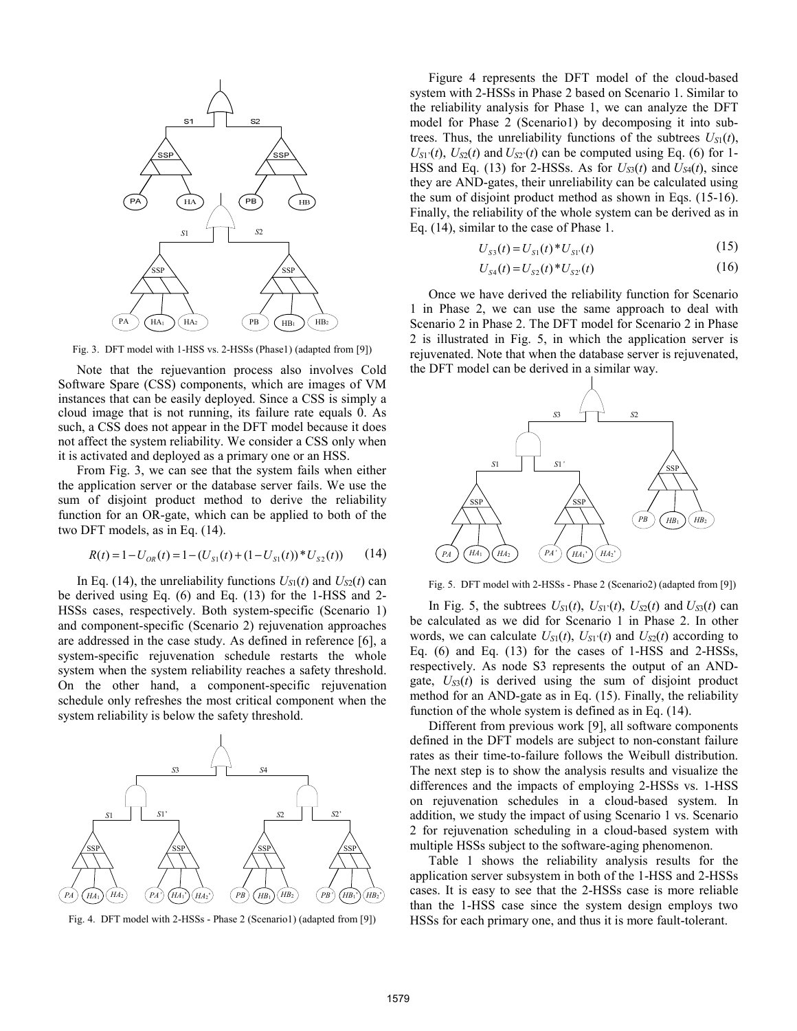Fig. 3. DFT model with 1-HSS vs. 2-HSSs (Phase1) (adapted from [9])

Note that the rejuevantion process also involves Cold Software Spare (CSS) components, which are images of VM instances that can be easily deployed. Since a CSS is simply a cloud image that is not running, its failure rate equals 0. As such, a CSS does not appear in the DFT model because it does not affect the system reliability. We consider a CSS only when it is activated and deployed as a primary one or an HSS.

From Fig. 3, we can see that the system fails when either the application server or the database server fails. We use the sum of disjoint product method to derive the reliability function for an OR-gate, which can be applied to both of the two DFT models, as in Eq. (14).

$$R(t) = 1 - U_{OR}(t) = 1 - (U_{S1}(t) + (1 - U_{S1}(t)) * U_{S2}(t)) \tag{14}$$

In Eq. (14), the unreliability functions $U_{S1}(t)$ and $U_{S2}(t)$ can be derived using Eq. (6) and Eq. (13) for the 1-HSS and 2-HSSs cases, respectively. Both system-specific (Scenario 1) and component-specific (Scenario 2) rejuvenation approaches are addressed in the case study. As defined in reference [6], a system-specific rejuvenation schedule restarts the whole system when the system reliability reaches a safety threshold. On the other hand, a component-specific rejuvenation schedule only refreshes the most critical component when the system reliability is below the safety threshold.

Fig. 4. DFT model with 2-HSSs - Phase 2 (Scenario1) (adapted from [9])

Figure 4 represents the DFT model of the cloud-based system with 2-HSSs in Phase 2 based on Scenario 1. Similar to the reliability analysis for Phase 1, we can analyze the DFT model for Phase 2 (Scenario1) by decomposing it into subtrees. Thus, the unreliability functions of the subtrees $U_{S1}(t)$, $U_{S1'}(t)$, $U_{S2}(t)$ and $U_{S2'}(t)$ can be computed using Eq. (6) for 1-HSS and Eq. (13) for 2-HSSs. As for $U_{S3}(t)$ and $U_{S4}(t)$, since they are AND-gates, their unreliability can be calculated using the sum of disjoint product method as shown in Eqs. (15-16). Finally, the reliability of the whole system can be derived as in Eq. (14), similar to the case of Phase 1.

$$U_{S3}(t) = U_{S1}(t) * U_{S1'}(t) \tag{15}$$

$$U_{S4}(t) = U_{S2}(t) * U_{S2'}(t) \tag{16}$$

Once we have derived the reliability function for Scenario 1 in Phase 2, we can use the same approach to deal with Scenario 2 in Phase 2. The DFT model for Scenario 2 in Phase 2 is illustrated in Fig. 5, in which the application server is rejuvenated. Note that when the database server is rejuvenated, the DFT model can be derived in a similar way.

Fig. 5. DFT model with 2-HSSs - Phase 2 (Scenario2) (adapted from [9])

In Fig. 5, the subtrees $U_{S1}(t)$, $U_{S1'}(t)$, $U_{S2}(t)$ and $U_{S3}(t)$ can be calculated as we did for Scenario 1 in Phase 2. In other words, we can calculate $U_{S1}(t)$, $U_{S1'}(t)$ and $U_{S2}(t)$ according to Eq. (6) and Eq. (13) for the cases of 1-HSS and 2-HSSs, respectively. As node S3 represents the output of an AND-gate, $U_{S3}(t)$ is derived using the sum of disjoint product method for an AND-gate as in Eq. (15). Finally, the reliability function of the whole system is defined as in Eq. (14).

Different from previous work [9], all software components defined in the DFT models are subject to non-constant failure rates as their time-to-failure follows the Weibull distribution. The next step is to show the analysis results and visualize the differences and the impacts of employing 2-HSSs vs. 1-HSS on rejuvenation schedules in a cloud-based system. In addition, we study the impact of using Scenario 1 vs. Scenario 2 for rejuvenation scheduling in a cloud-based system with multiple HSSs subject to the software-aging phenomenon.

Table 1 shows the reliability analysis results for the application server subsystem in both of the 1-HSS and 2-HSSs cases. It is easy to see that the 2-HSSs case is more reliable than the 1-HSS case since the system design employs two HSSs for each primary one, and thus it is more fault-tolerant.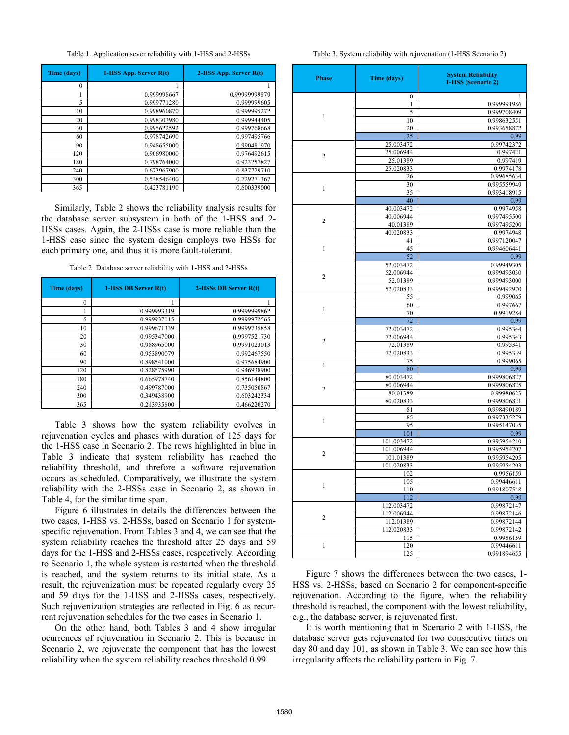Table 1. Application sever reliability with 1-HSS and 2-HSSs

| Time (days) | 1-HSS App. Server R(t) | 2-HSS App. Server R(t) |
|---|---|---|
| 0 | 1 | 1 |
| 1 | 0.999998667 | 0.99999999879 |
| 5 | 0.999771280 | 0.999999605 |
| 10 | 0.998960870 | 0.999995272 |
| 20 | 0.998303980 | 0.999944405 |
| 30 | 0.995622592 | 0.999768668 |
| 60 | 0.978742690 | 0.997495766 |
| 90 | 0.948655000 | 0.990481970 |
| 120 | 0.906980000 | 0.976492615 |
| 180 | 0.798764000 | 0.923257827 |
| 240 | 0.673967900 | 0.837729710 |
| 300 | 0.548546400 | 0.729271367 |
| 365 | 0.423781190 | 0.600339000 |

Similarly, Table 2 shows the reliability analysis results for the database server subsystem in both of the 1-HSS and 2-HSSs cases. Again, the 2-HSSs case is more reliable than the 1-HSS case since the system design employs two HSSs for each primary one, and thus it is more fault-tolerant.

Table 2. Database server reliability with 1-HSS and 2-HSSs

| Time (days) | 1-HSS DB Server R(t) | 2-HSSs DB Server R(t) |
|---|---|---|
| 0 | 1 | 1 |
| 1 | 0.999993319 | 0.9999999862 |
| 5 | 0.999937115 | 0.9999972565 |
| 10 | 0.999671339 | 0.9999735858 |
| 20 | 0.995347000 | 0.9997521730 |
| 30 | 0.988965000 | 0.9991023013 |
| 60 | 0.953890079 | 0.992467550 |
| 90 | 0.898541000 | 0.975684900 |
| 120 | 0.828575990 | 0.946938900 |
| 180 | 0.665978740 | 0.856144800 |
| 240 | 0.499787000 | 0.735050867 |
| 300 | 0.349438900 | 0.603242334 |
| 365 | 0.213935800 | 0.466220270 |

Table 3 shows how the system reliability evolves in rejuvenation cycles and phases with duration of 125 days for the 1-HSS case in Scenario 2. The rows highlighted in blue in Table 3 indicate that system reliability has reached the reliability threshold, and threfore a software rejuvenation occurs as scheduled. Comparatively, we illustrate the system reliability with the 2-HSSs case in Scenario 2, as shown in Table 4, for the similar time span.

Figure 6 illustrates in details the differences between the two cases, 1-HSS vs. 2-HSSs, based on Scenario 1 for system-specific rejuvenation. From Tables 3 and 4, we can see that the system reliability reaches the threshold after 25 days and 59 days for the 1-HSS and 2-HSSs cases, respectively. According to Scenario 1, the whole system is restarted when the threshold is reached, and the system returns to its initial state. As a result, the rejuvenization must be repeated regularly every 25 and 59 days for the 1-HSS and 2-HSSs cases, respectively. Such rejuvenization strategies are reflected in Fig. 6 as recurrent rejuvenation schedules for the two cases in Scenario 1.

On the other hand, both Tables 3 and 4 show irregular ocurrences of rejuvenation in Scenario 2. This is because in Scenario 2, we rejuvenate the component that has the lowest reliability when the system reliability reaches threshold 0.99.

Table 3. System reliability with rejuvenation (1-HSS Scenario 2)

| Phase | Time (days) | System Reliability 1-HSS (Scenario 2) |
|---|---|---|
| 1 | 0 | 1 |
| | 1 | 0.999991986 |
| | 5 | 0.999708409 |
| | 10 | 0.998632551 |
| | 20 | 0.993658872 |
| | 25 | 0.99 |
| 2 | 25.003472 | 0.99742372 |
| | 25.006944 | 0.997421 |
| | 25.01389 | 0.997419 |
| | 25.020833 | 0.9974178 |
| 1 | 26 | 0.99685634 |
| | 30 | 0.995559949 |
| | 35 | 0.993418915 |
| | 40 | 0.99 |
| 2 | 40.003472 | 0.9974958 |
| | 40.006944 | 0.997495500 |
| | 40.01389 | 0.997495200 |
| | 40.020833 | 0.9974948 |
| 1 | 41 | 0.997120047 |
| | 45 | 0.994606441 |
| | 52 | 0.99 |
| 2 | 52.003472 | 0.99949305 |
| | 52.006944 | 0.999493030 |
| | 52.01389 | 0.999493000 |
| | 52.020833 | 0.999492970 |
| 1 | 55 | 0.999065 |
| | 60 | 0.997667 |
| | 70 | 0.9919284 |
| | 72 | 0.99 |
| 2 | 72.003472 | 0.995344 |
| | 72.006944 | 0.995343 |
| | 72.01389 | 0.995341 |
| | 72.020833 | 0.995339 |
| 1 | 75 | 0.999065 |
| | 80 | 0.99 |
| 2 | 80.003472 | 0.999806827 |
| | 80.006944 | 0.999806825 |
| | 80.01389 | 0.99980623 |
| | 80.020833 | 0.999806821 |
| 1 | 81 | 0.998490189 |
| | 85 | 0.997335279 |
| | 95 | 0.995147035 |
| | 101 | 0.99 |
| 2 | 101.003472 | 0.995954210 |
| | 101.006944 | 0.995954207 |
| | 101.01389 | 0.995954205 |
| | 101.020833 | 0.995954203 |
| 1 | 102 | 0.9956159 |
| | 105 | 0.99446611 |
| | 110 | 0.991807548 |
| | 112 | 0.99 |
| 2 | 112.003472 | 0.99872147 |
| | 112.006944 | 0.99872146 |
| | 112.01389 | 0.99872144 |
| | 112.020833 | 0.99872142 |
| 1 | 115 | 0.9956159 |
| | 120 | 0.99446611 |
| | 125 | 0.991894655 |

Figure 7 shows the differences between the two cases, 1-HSS vs. 2-HSSs, based on Scenario 2 for component-specific rejuvenation. According to the figure, when the reliability threshold is reached, the component with the lowest reliability, e.g., the database server, is rejuvenated first.

It is worth mentioning that in Scenario 2 with 1-HSS, the database server gets rejuvenated for two consecutive times on day 80 and day 101, as shown in Table 3. We can see how this irregularity affects the reliability pattern in Fig. 7.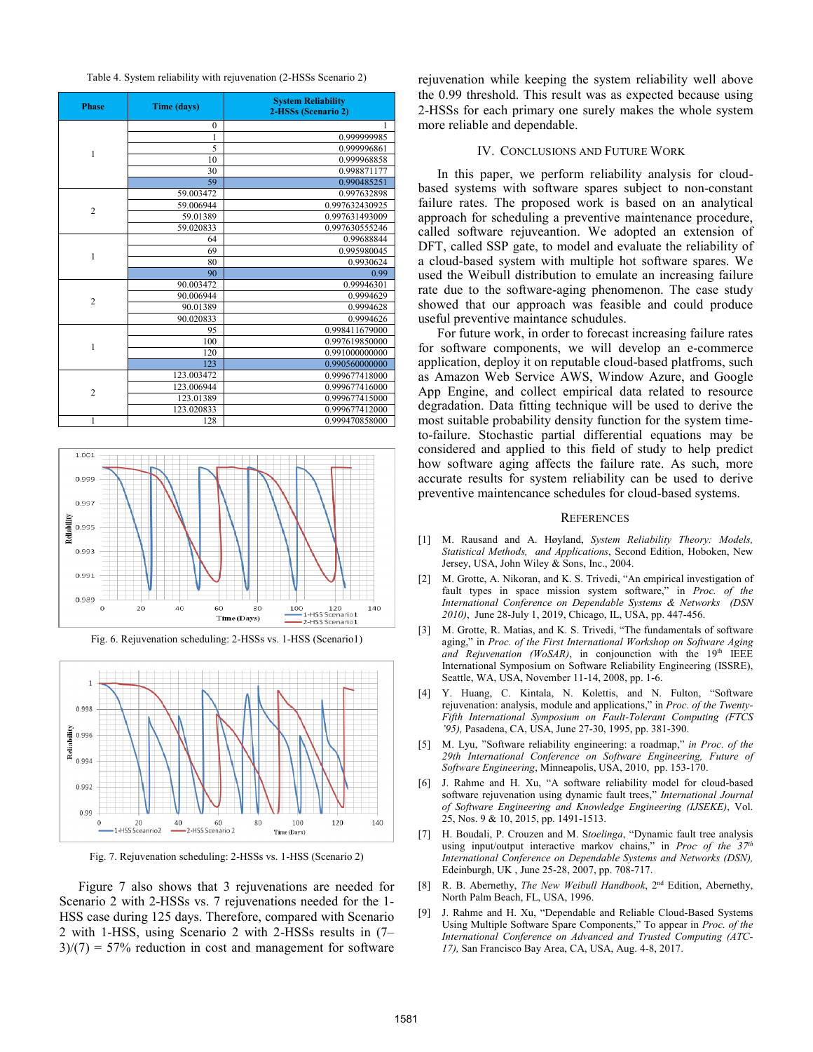Table 4. System reliability with rejuvenation (2-HSSs Scenario 2)

| Phase | Time (days) | System Reliability 2-HSSs (Scenario 2) |
|---|---|---|
| 1 | 0 | 1 |
| | 1 | 0.999999985 |
| | 5 | 0.999996861 |
| | 10 | 0.999968858 |
| | 30 | 0.998871177 |
| | 59 | 0.990485251 |
| 2 | 59.003472 | 0.997632898 |
| | 59.006944 | 0.997632430925 |
| | 59.01389 | 0.997631493009 |
| | 59.020833 | 0.997630555246 |
| 1 | 64 | 0.99688844 |
| | 69 | 0.995980045 |
| | 80 | 0.9930624 |
| | 90 | 0.99 |
| 2 | 90.003472 | 0.99946301 |
| | 90.006944 | 0.9994629 |
| | 90.01389 | 0.9994628 |
| | 90.020833 | 0.9994626 |
| 1 | 95 | 0.998411679000 |
| | 100 | 0.997619850000 |
| | 120 | 0.991000000000 |
| | 123 | 0.990560000000 |
| 2 | 123.003472 | 0.999677418000 |
| | 123.006944 | 0.999677416000 |
| | 123.01389 | 0.999677415000 |
| | 123.020833 | 0.999677412000 |
| 1 | 128 | 0.999470858000 |

Reliability
Time (Days)
1-HSS Scenario1
2-HSS Scenario1

Fig. 6. Rejuvenation scheduling: 2-HSSs vs. 1-HSS (Scenario1)

Reliability
Time (Days)
1-HSS Sceanrio2
2-HSS Scenario 2

Fig. 7. Rejuvenation scheduling: 2-HSSs vs. 1-HSS (Scenario 2)

Figure 7 also shows that 3 rejuvenations are needed for Scenario 2 with 2-HSSs vs. 7 rejuvenations needed for the 1-HSS case during 125 days. Therefore, compared with Scenario 2 with 1-HSS, using Scenario 2 with 2-HSSs results in (7–3)/(7) = 57% reduction in cost and management for software rejuvenation while keeping the system reliability well above the 0.99 threshold. This result was as expected because using 2-HSSs for each primary one surely makes the whole system more reliable and dependable.

## IV. Conclusions and Future Work

In this paper, we perform reliability analysis for cloud-based systems with software spares subject to non-constant failure rates. The proposed work is based on an analytical approach for scheduling a preventive maintenance procedure, called software rejuveantion. We adopted an extension of DFT, called SSP gate, to model and evaluate the reliability of a cloud-based system with multiple hot software spares. We used the Weibull distribution to emulate an increasing failure rate due to the software-aging phenomenon. The case study showed that our approach was feasible and could produce useful preventive maintenance schedules.

For future work, in order to forecast increasing failure rates for software components, we will develop an e-commerce application, deploy it on reputable cloud-based platfroms, such as Amazon Web Service AWS, Window Azure, and Google App Engine, and collect empirical data related to resource degradation. Data fitting technique will be used to derive the most suitable probability density function for the system time-to-failure. Stochastic partial differential equations may be considered and applied to this field of study to help predict how software aging affects the failure rate. As such, more accurate results for system reliability can be used to derive preventive maintencance schedules for cloud-based systems.

## References

[1] M. Rausand and A. Høyland, *System Reliability Theory: Models, Statistical Methods, and Applications*, Second Edition, Hoboken, New Jersey, USA, John Wiley & Sons, Inc., 2004.

[2] M. Grotte, A. Nikoran, and K. S. Trivedi, "An empirical investigation of fault types in space mission system software," in *Proc. of the International Conference on Dependable Systems & Networks (DSN 2010)*, June 28-July 1, 2019, Chicago, IL, USA, pp. 447-456.

[3] M. Grotte, R. Matias, and K. S. Trivedi, "The fundamentals of software aging," in *Proc. of the First International Workshop on Software Aging and Rejuvenation (WoSAR)*, in conjounction with the 19th IEEE International Symposium on Software Reliability Engineering (ISSRE), Seattle, WA, USA, November 11-14, 2008, pp. 1-6.

[4] Y. Huang, C. Kintala, N. Kolettis, and N. Fulton, "Software rejuvenation: analysis, module and applications," in *Proc. of the Twenty-Fifth International Symposium on Fault-Tolerant Computing (FTCS '95)*, Pasadena, CA, USA, June 27-30, 1995, pp. 381-390.

[5] M. Lyu, "Software reliability engineering: a roadmap," *in Proc. of the 29th International Conference on Software Engineering, Future of Software Engineering*, Minneapolis, USA, 2010, pp. 153-170.

[6] J. Rahme and H. Xu, "A software reliability model for cloud-based software rejuvenation using dynamic fault trees," *International Journal of Software Engineering and Knowledge Engineering (IJSEKE)*, Vol. 25, Nos. 9 & 10, 2015, pp. 1491-1513.

[7] H. Boudali, P. Crouzen and M. Stoelinga, "Dynamic fault tree analysis using input/output interactive markov chains," in *Proc of the 37th International Conference on Dependable Systems and Networks (DSN)*, Edeinburgh, UK , June 25-28, 2007, pp. 708-717.

[8] R. B. Abernethy, *The New Weibull Handbook*, 2nd Edition, Abernethy, North Palm Beach, FL, USA, 1996.

[9] J. Rahme and H. Xu, "Dependable and Reliable Cloud-Based Systems Using Multiple Software Spare Components," To appear in *Proc. of the International Conference on Advanced and Trusted Computing (ATC-17),* San Francisco Bay Area, CA, USA, Aug. 4-8, 2017.